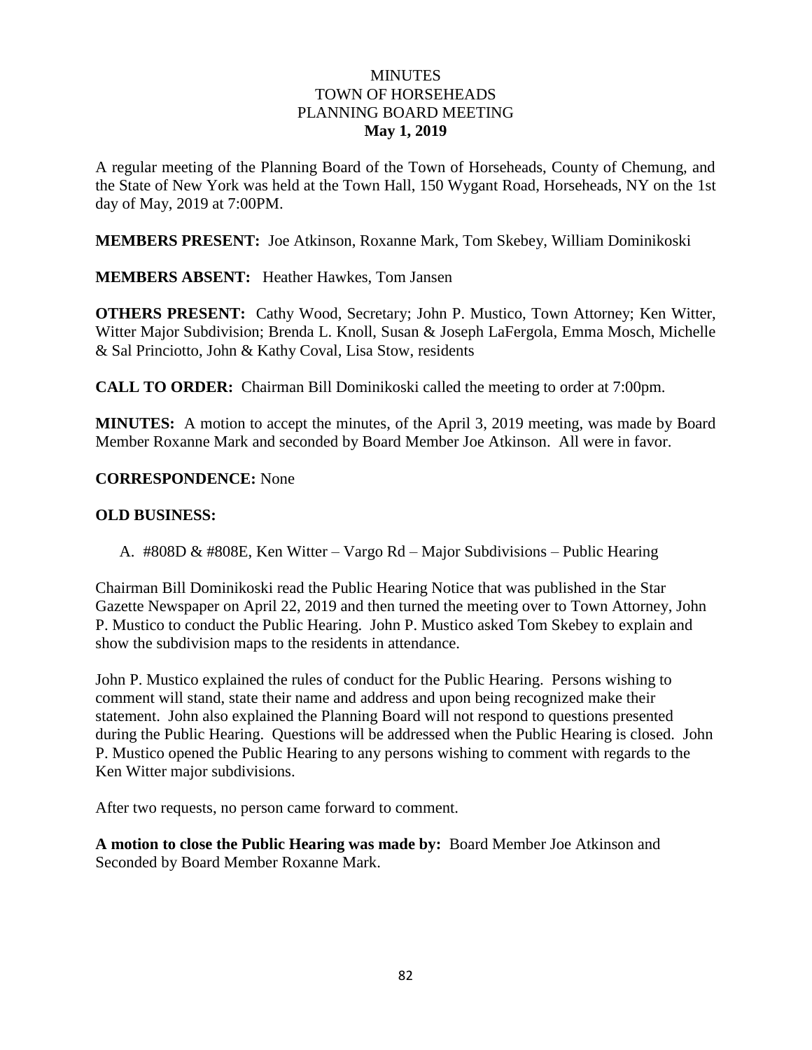# MINUTES
# TOWN OF HORSEHEADS
# PLANNING BOARD MEETING
## May 1, 2019

A regular meeting of the Planning Board of the Town of Horseheads, County of Chemung, and the State of New York was held at the Town Hall, 150 Wygant Road, Horseheads, NY on the 1st day of May, 2019 at 7:00PM.

**MEMBERS PRESENT:** Joe Atkinson, Roxanne Mark, Tom Skebey, William Dominikoski

**MEMBERS ABSENT:** Heather Hawkes, Tom Jansen

**OTHERS PRESENT:** Cathy Wood, Secretary; John P. Mustico, Town Attorney; Ken Witter, Witter Major Subdivision; Brenda L. Knoll, Susan & Joseph LaFergola, Emma Mosch, Michelle & Sal Princiotto, John & Kathy Coval, Lisa Stow, residents

**CALL TO ORDER:** Chairman Bill Dominikoski called the meeting to order at 7:00pm.

**MINUTES:** A motion to accept the minutes, of the April 3, 2019 meeting, was made by Board Member Roxanne Mark and seconded by Board Member Joe Atkinson. All were in favor.

**CORRESPONDENCE:** None

**OLD BUSINESS:**

A. #808D & #808E, Ken Witter – Vargo Rd – Major Subdivisions – Public Hearing

Chairman Bill Dominikoski read the Public Hearing Notice that was published in the Star Gazette Newspaper on April 22, 2019 and then turned the meeting over to Town Attorney, John P. Mustico to conduct the Public Hearing. John P. Mustico asked Tom Skebey to explain and show the subdivision maps to the residents in attendance.

John P. Mustico explained the rules of conduct for the Public Hearing. Persons wishing to comment will stand, state their name and address and upon being recognized make their statement. John also explained the Planning Board will not respond to questions presented during the Public Hearing. Questions will be addressed when the Public Hearing is closed. John P. Mustico opened the Public Hearing to any persons wishing to comment with regards to the Ken Witter major subdivisions.

After two requests, no person came forward to comment.

**A motion to close the Public Hearing was made by:** Board Member Joe Atkinson and Seconded by Board Member Roxanne Mark.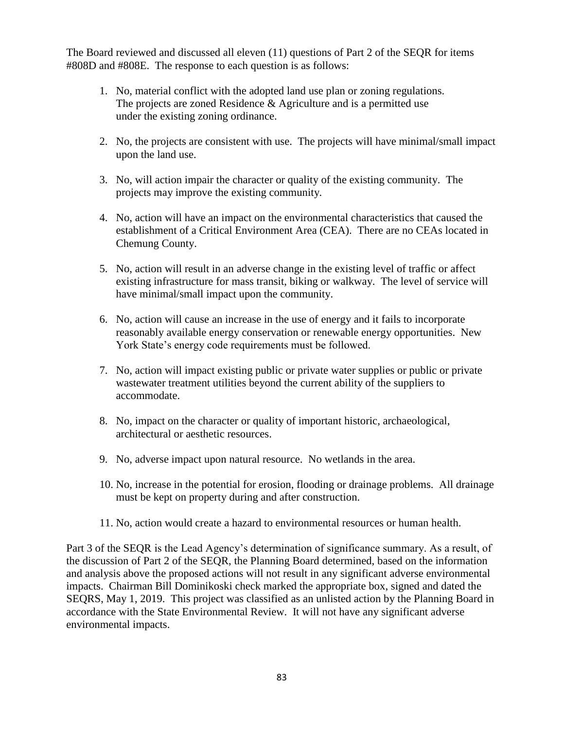The Board reviewed and discussed all eleven (11) questions of Part 2 of the SEQR for items #808D and #808E. The response to each question is as follows:

1. No, material conflict with the adopted land use plan or zoning regulations. The projects are zoned Residence & Agriculture and is a permitted use under the existing zoning ordinance.

2. No, the projects are consistent with use. The projects will have minimal/small impact upon the land use.

3. No, will action impair the character or quality of the existing community. The projects may improve the existing community.

4. No, action will have an impact on the environmental characteristics that caused the establishment of a Critical Environment Area (CEA). There are no CEAs located in Chemung County.

5. No, action will result in an adverse change in the existing level of traffic or affect existing infrastructure for mass transit, biking or walkway. The level of service will have minimal/small impact upon the community.

6. No, action will cause an increase in the use of energy and it fails to incorporate reasonably available energy conservation or renewable energy opportunities. New York State's energy code requirements must be followed.

7. No, action will impact existing public or private water supplies or public or private wastewater treatment utilities beyond the current ability of the suppliers to accommodate.

8. No, impact on the character or quality of important historic, archaeological, architectural or aesthetic resources.

9. No, adverse impact upon natural resource. No wetlands in the area.

10. No, increase in the potential for erosion, flooding or drainage problems. All drainage must be kept on property during and after construction.

11. No, action would create a hazard to environmental resources or human health.

Part 3 of the SEQR is the Lead Agency's determination of significance summary. As a result, of the discussion of Part 2 of the SEQR, the Planning Board determined, based on the information and analysis above the proposed actions will not result in any significant adverse environmental impacts. Chairman Bill Dominikoski check marked the appropriate box, signed and dated the SEQRS, May 1, 2019. This project was classified as an unlisted action by the Planning Board in accordance with the State Environmental Review. It will not have any significant adverse environmental impacts.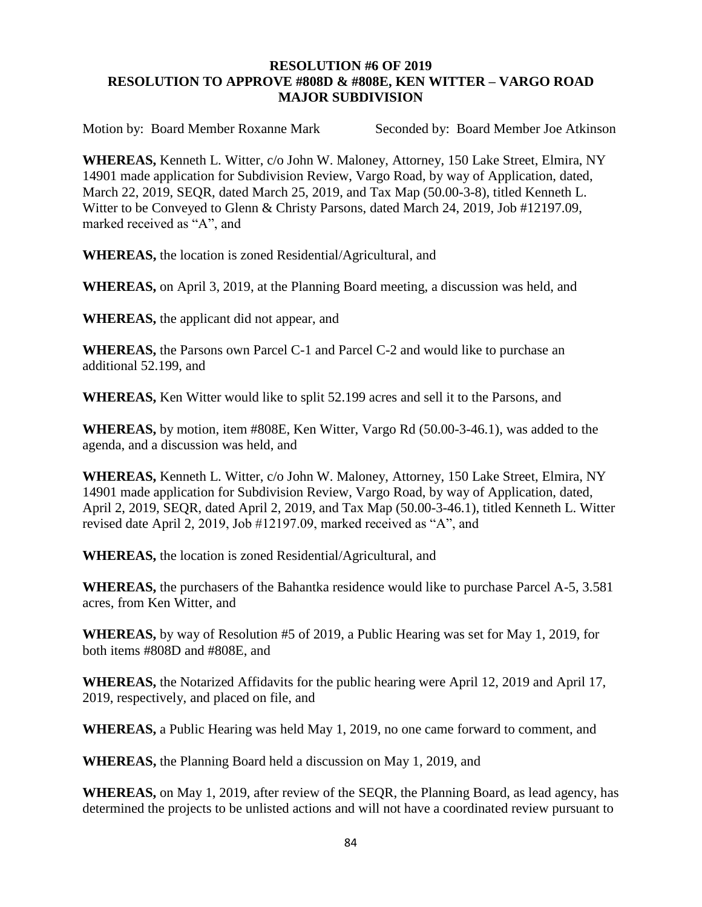**RESOLUTION #6 OF 2019**
**RESOLUTION TO APPROVE #808D & #808E, KEN WITTER – VARGO ROAD MAJOR SUBDIVISION**

Motion by: Board Member Roxanne Mark    Seconded by: Board Member Joe Atkinson

**WHEREAS,** Kenneth L. Witter, c/o John W. Maloney, Attorney, 150 Lake Street, Elmira, NY 14901 made application for Subdivision Review, Vargo Road, by way of Application, dated, March 22, 2019, SEQR, dated March 25, 2019, and Tax Map (50.00-3-8), titled Kenneth L. Witter to be Conveyed to Glenn & Christy Parsons, dated March 24, 2019, Job #12197.09, marked received as "A", and

**WHEREAS,** the location is zoned Residential/Agricultural, and

**WHEREAS,** on April 3, 2019, at the Planning Board meeting, a discussion was held, and

**WHEREAS,** the applicant did not appear, and

**WHEREAS,** the Parsons own Parcel C-1 and Parcel C-2 and would like to purchase an additional 52.199, and

**WHEREAS,** Ken Witter would like to split 52.199 acres and sell it to the Parsons, and

**WHEREAS,** by motion, item #808E, Ken Witter, Vargo Rd (50.00-3-46.1), was added to the agenda, and a discussion was held, and

**WHEREAS,** Kenneth L. Witter, c/o John W. Maloney, Attorney, 150 Lake Street, Elmira, NY 14901 made application for Subdivision Review, Vargo Road, by way of Application, dated, April 2, 2019, SEQR, dated April 2, 2019, and Tax Map (50.00-3-46.1), titled Kenneth L. Witter revised date April 2, 2019, Job #12197.09, marked received as "A", and

**WHEREAS,** the location is zoned Residential/Agricultural, and

**WHEREAS,** the purchasers of the Bahantka residence would like to purchase Parcel A-5, 3.581 acres, from Ken Witter, and

**WHEREAS,** by way of Resolution #5 of 2019, a Public Hearing was set for May 1, 2019, for both items #808D and #808E, and

**WHEREAS,** the Notarized Affidavits for the public hearing were April 12, 2019 and April 17, 2019, respectively, and placed on file, and

**WHEREAS,** a Public Hearing was held May 1, 2019, no one came forward to comment, and

**WHEREAS,** the Planning Board held a discussion on May 1, 2019, and

**WHEREAS,** on May 1, 2019, after review of the SEQR, the Planning Board, as lead agency, has determined the projects to be unlisted actions and will not have a coordinated review pursuant to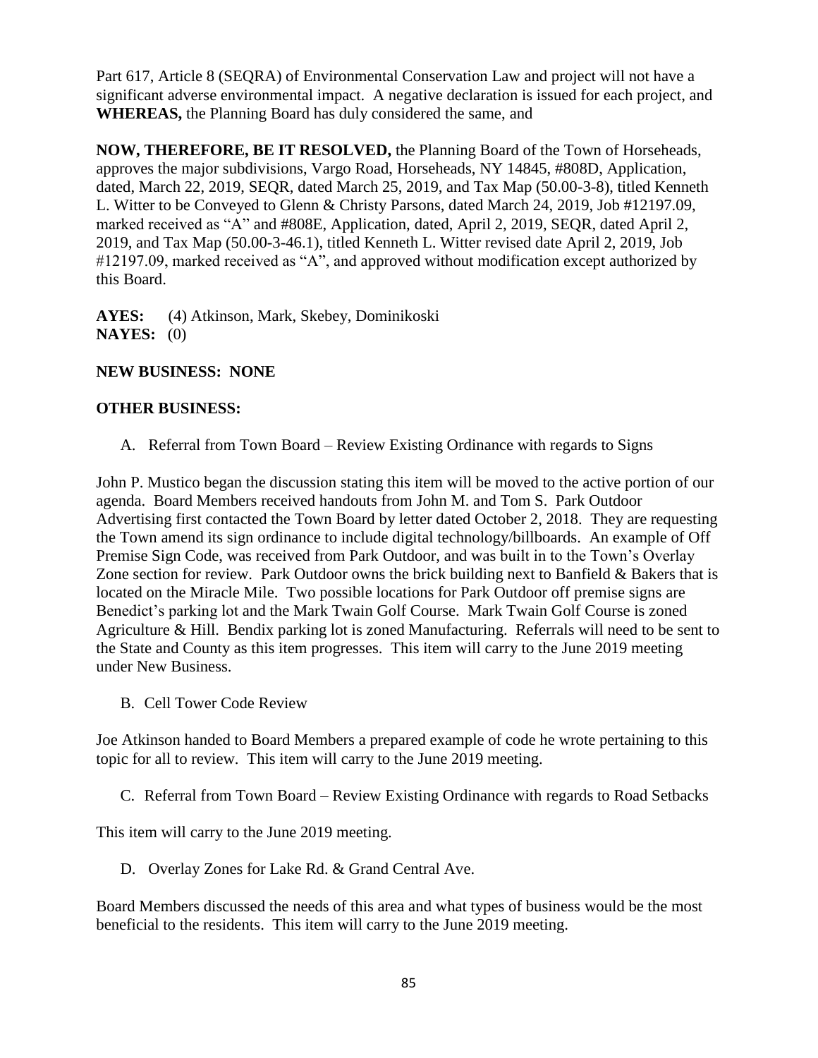Part 617, Article 8 (SEQRA) of Environmental Conservation Law and project will not have a significant adverse environmental impact. A negative declaration is issued for each project, and **WHEREAS,** the Planning Board has duly considered the same, and

**NOW, THEREFORE, BE IT RESOLVED,** the Planning Board of the Town of Horseheads, approves the major subdivisions, Vargo Road, Horseheads, NY 14845, #808D, Application, dated, March 22, 2019, SEQR, dated March 25, 2019, and Tax Map (50.00-3-8), titled Kenneth L. Witter to be Conveyed to Glenn & Christy Parsons, dated March 24, 2019, Job #12197.09, marked received as "A" and #808E, Application, dated, April 2, 2019, SEQR, dated April 2, 2019, and Tax Map (50.00-3-46.1), titled Kenneth L. Witter revised date April 2, 2019, Job #12197.09, marked received as "A", and approved without modification except authorized by this Board.

**AYES:** (4) Atkinson, Mark, Skebey, Dominikoski
**NAYES:** (0)

**NEW BUSINESS: NONE**

**OTHER BUSINESS:**

A. Referral from Town Board – Review Existing Ordinance with regards to Signs

John P. Mustico began the discussion stating this item will be moved to the active portion of our agenda. Board Members received handouts from John M. and Tom S. Park Outdoor Advertising first contacted the Town Board by letter dated October 2, 2018. They are requesting the Town amend its sign ordinance to include digital technology/billboards. An example of Off Premise Sign Code, was received from Park Outdoor, and was built in to the Town's Overlay Zone section for review. Park Outdoor owns the brick building next to Banfield & Bakers that is located on the Miracle Mile. Two possible locations for Park Outdoor off premise signs are Benedict's parking lot and the Mark Twain Golf Course. Mark Twain Golf Course is zoned Agriculture & Hill. Bendix parking lot is zoned Manufacturing. Referrals will need to be sent to the State and County as this item progresses. This item will carry to the June 2019 meeting under New Business.

B. Cell Tower Code Review

Joe Atkinson handed to Board Members a prepared example of code he wrote pertaining to this topic for all to review. This item will carry to the June 2019 meeting.

C. Referral from Town Board – Review Existing Ordinance with regards to Road Setbacks

This item will carry to the June 2019 meeting.

D. Overlay Zones for Lake Rd. & Grand Central Ave.

Board Members discussed the needs of this area and what types of business would be the most beneficial to the residents. This item will carry to the June 2019 meeting.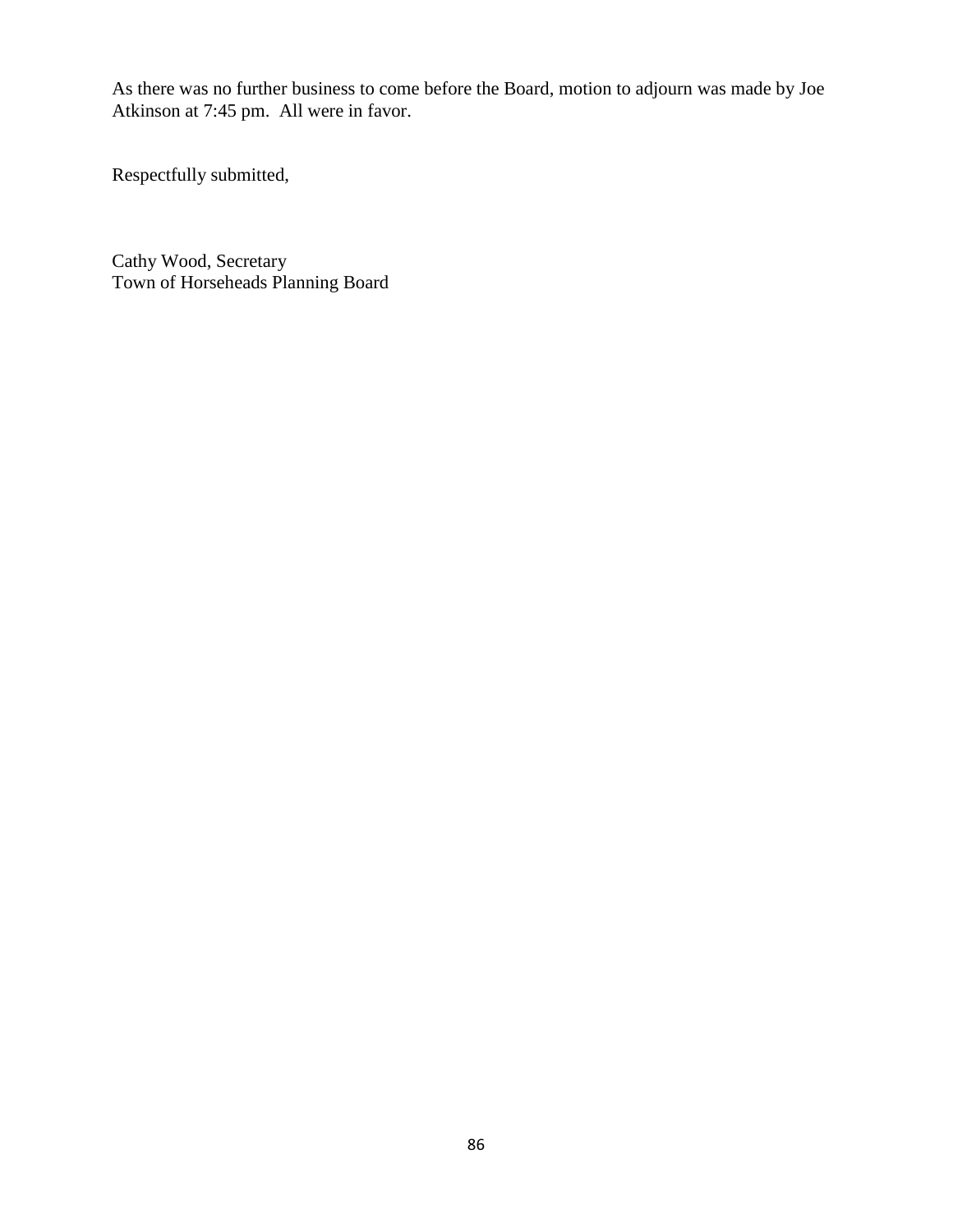As there was no further business to come before the Board, motion to adjourn was made by Joe Atkinson at 7:45 pm. All were in favor.

Respectfully submitted,

Cathy Wood, Secretary
Town of Horseheads Planning Board